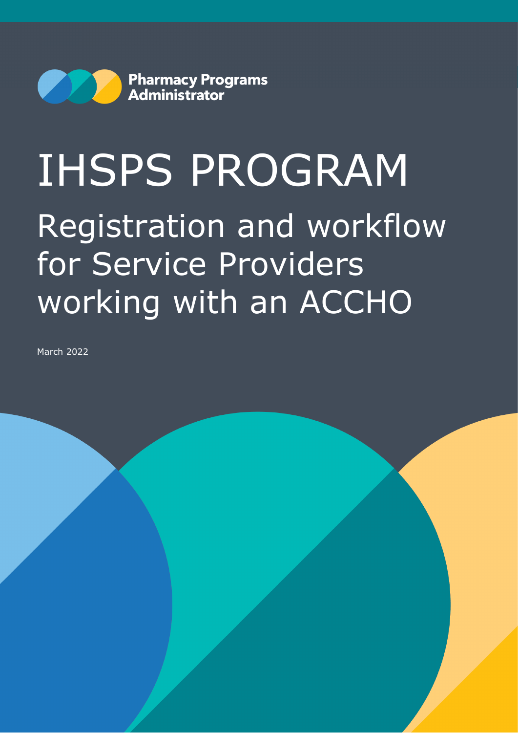Pharmacy Programs Administrator

# IHSPS PROGRAM

## Registration and workflow for Service Providers working with an ACCHO

March 2022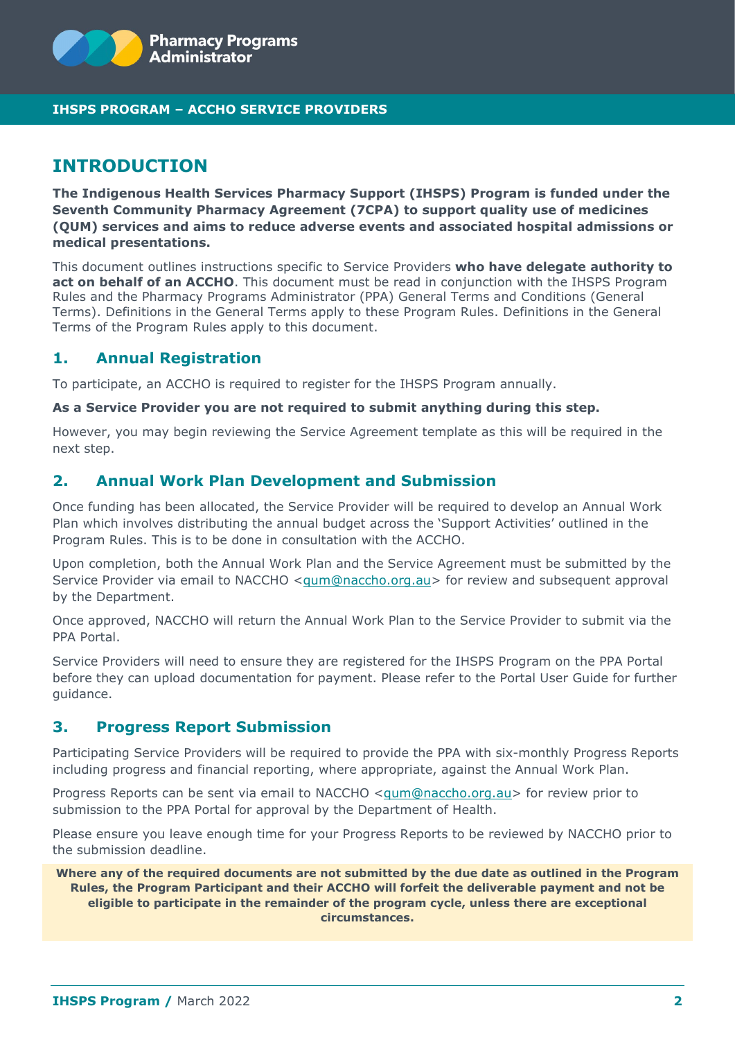IHSPS PROGRAM – ACCHO SERVICE PROVIDERS

# INTRODUCTION

**The Indigenous Health Services Pharmacy Support (IHSPS) Program is funded under the Seventh Community Pharmacy Agreement (7CPA) to support quality use of medicines (QUM) services and aims to reduce adverse events and associated hospital admissions or medical presentations.**

This document outlines instructions specific to Service Providers **who have delegate authority to act on behalf of an ACCHO**. This document must be read in conjunction with the IHSPS Program Rules and the Pharmacy Programs Administrator (PPA) General Terms and Conditions (General Terms). Definitions in the General Terms apply to these Program Rules. Definitions in the General Terms of the Program Rules apply to this document.

## 1. Annual Registration

To participate, an ACCHO is required to register for the IHSPS Program annually.

**As a Service Provider you are not required to submit anything during this step.**

However, you may begin reviewing the Service Agreement template as this will be required in the next step.

## 2. Annual Work Plan Development and Submission

Once funding has been allocated, the Service Provider will be required to develop an Annual Work Plan which involves distributing the annual budget across the 'Support Activities' outlined in the Program Rules. This is to be done in consultation with the ACCHO.

Upon completion, both the Annual Work Plan and the Service Agreement must be submitted by the Service Provider via email to NACCHO <qum@naccho.org.au> for review and subsequent approval by the Department.

Once approved, NACCHO will return the Annual Work Plan to the Service Provider to submit via the PPA Portal.

Service Providers will need to ensure they are registered for the IHSPS Program on the PPA Portal before they can upload documentation for payment. Please refer to the Portal User Guide for further guidance.

## 3. Progress Report Submission

Participating Service Providers will be required to provide the PPA with six-monthly Progress Reports including progress and financial reporting, where appropriate, against the Annual Work Plan.

Progress Reports can be sent via email to NACCHO <qum@naccho.org.au> for review prior to submission to the PPA Portal for approval by the Department of Health.

Please ensure you leave enough time for your Progress Reports to be reviewed by NACCHO prior to the submission deadline.

**Where any of the required documents are not submitted by the due date as outlined in the Program Rules, the Program Participant and their ACCHO will forfeit the deliverable payment and not be eligible to participate in the remainder of the program cycle, unless there are exceptional circumstances.**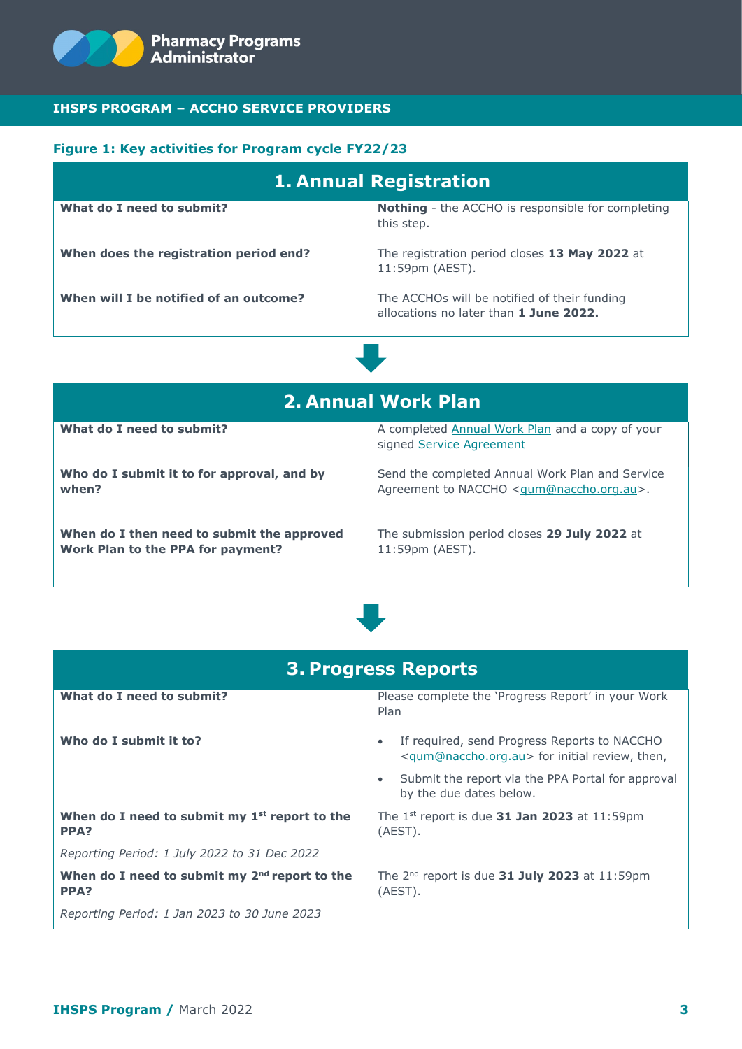**IHSPS PROGRAM – ACCHO SERVICE PROVIDERS**

**Figure 1: Key activities for Program cycle FY22/23**

## 1. Annual Registration

| | |
|---|---|
| **What do I need to submit?** | **Nothing** - the ACCHO is responsible for completing this step. |
| **When does the registration period end?** | The registration period closes **13 May 2022** at 11:59pm (AEST). |
| **When will I be notified of an outcome?** | The ACCHOs will be notified of their funding allocations no later than **1 June 2022.** |

## 2. Annual Work Plan

| | |
|---|---|
| **What do I need to submit?** | A completed Annual Work Plan and a copy of your signed Service Agreement |
| **Who do I submit it to for approval, and by when?** | Send the completed Annual Work Plan and Service Agreement to NACCHO <qum@naccho.org.au>. |
| **When do I then need to submit the approved Work Plan to the PPA for payment?** | The submission period closes **29 July 2022** at 11:59pm (AEST). |

## 3. Progress Reports

| | |
|---|---|
| **What do I need to submit?** | Please complete the 'Progress Report' in your Work Plan |
| **Who do I submit it to?** | • If required, send Progress Reports to NACCHO <qum@naccho.org.au> for initial review, then, <br> • Submit the report via the PPA Portal for approval by the due dates below. |
| **When do I need to submit my 1st report to the PPA?** <br> *Reporting Period: 1 July 2022 to 31 Dec 2022* | The 1st report is due **31 Jan 2023** at 11:59pm (AEST). |
| **When do I need to submit my 2nd report to the PPA?** <br> *Reporting Period: 1 Jan 2023 to 30 June 2023* | The 2nd report is due **31 July 2023** at 11:59pm (AEST). |